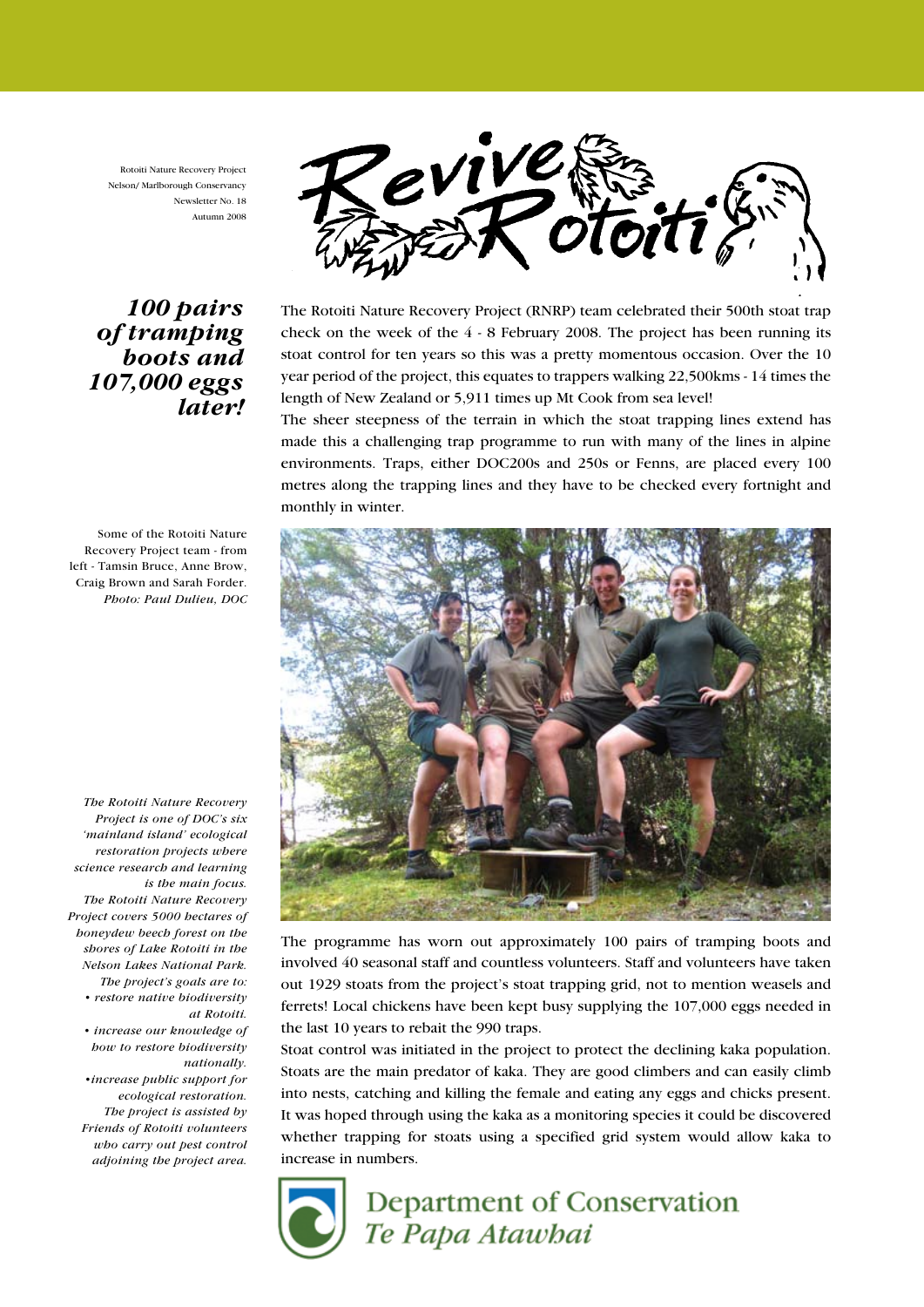Rotoiti Nature Recovery Project
Nelson/ Marlborough Conservancy
Newsletter No. 18
Autumn 2008

# Revive Rotoiti

## *100 pairs of tramping boots and 107,000 eggs later!*

The Rotoiti Nature Recovery Project (RNRP) team celebrated their 500th stoat trap check on the week of the 4 - 8 February 2008. The project has been running its stoat control for ten years so this was a pretty momentous occasion. Over the 10 year period of the project, this equates to trappers walking 22,500kms - 14 times the length of New Zealand or 5,911 times up Mt Cook from sea level!

The sheer steepness of the terrain in which the stoat trapping lines extend has made this a challenging trap programme to run with many of the lines in alpine environments. Traps, either DOC200s and 250s or Fenns, are placed every 100 metres along the trapping lines and they have to be checked every fortnight and monthly in winter.

Some of the Rotoiti Nature Recovery Project team - from left - Tamsin Bruce, Anne Brow, Craig Brown and Sarah Forder. *Photo: Paul Dulieu, DOC*

The programme has worn out approximately 100 pairs of tramping boots and involved 40 seasonal staff and countless volunteers. Staff and volunteers have taken out 1929 stoats from the project's stoat trapping grid, not to mention weasels and ferrets! Local chickens have been kept busy supplying the 107,000 eggs needed in the last 10 years to rebait the 990 traps.

Stoat control was initiated in the project to protect the declining kaka population. Stoats are the main predator of kaka. They are good climbers and can easily climb into nests, catching and killing the female and eating any eggs and chicks present. It was hoped through using the kaka as a monitoring species it could be discovered whether trapping for stoats using a specified grid system would allow kaka to increase in numbers.

*The Rotoiti Nature Recovery Project is one of DOC's six 'mainland island' ecological restoration projects where science research and learning is the main focus.*

*The Rotoiti Nature Recovery Project covers 5000 hectares of honeydew beech forest on the shores of Lake Rotoiti in the Nelson Lakes National Park.*

*The project's goals are to:*

- *restore native biodiversity at Rotoiti.*
- *increase our knowledge of how to restore biodiversity nationally.*
- *increase public support for ecological restoration.*

*The project is assisted by Friends of Rotoiti volunteers who carry out pest control adjoining the project area.*

Department of Conservation
*Te Papa Atawhai*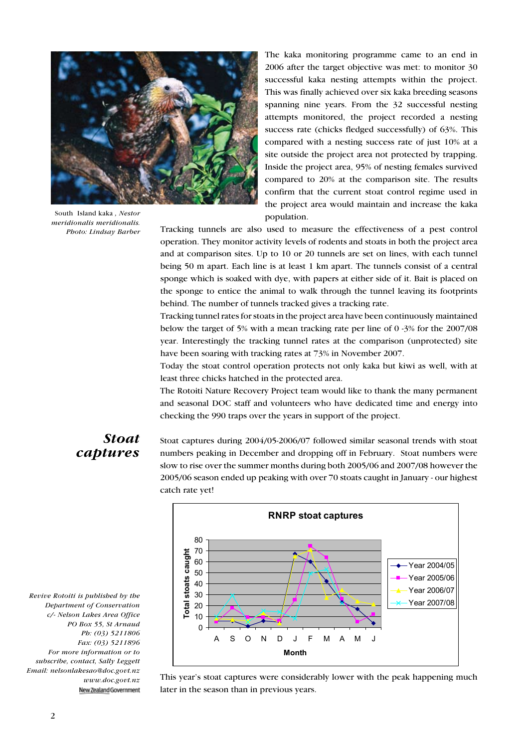South Island kaka , *Nestor meridionalis meridionalis. Photo: Lindsay Barber*

The kaka monitoring programme came to an end in 2006 after the target objective was met: to monitor 30 successful kaka nesting attempts within the project. This was finally achieved over six kaka breeding seasons spanning nine years. From the 32 successful nesting attempts monitored, the project recorded a nesting success rate (chicks fledged successfully) of 63%. This compared with a nesting success rate of just 10% at a site outside the project area not protected by trapping. Inside the project area, 95% of nesting females survived compared to 20% at the comparison site. The results confirm that the current stoat control regime used in the project area would maintain and increase the kaka population.

Tracking tunnels are also used to measure the effectiveness of a pest control operation. They monitor activity levels of rodents and stoats in both the project area and at comparison sites. Up to 10 or 20 tunnels are set on lines, with each tunnel being 50 m apart. Each line is at least 1 km apart. The tunnels consist of a central sponge which is soaked with dye, with papers at either side of it. Bait is placed on the sponge to entice the animal to walk through the tunnel leaving its footprints behind. The number of tunnels tracked gives a tracking rate.

Tracking tunnel rates for stoats in the project area have been continuously maintained below the target of 5% with a mean tracking rate per line of 0 -3% for the 2007/08 year. Interestingly the tracking tunnel rates at the comparison (unprotected) site have been soaring with tracking rates at 73% in November 2007.

Today the stoat control operation protects not only kaka but kiwi as well, with at least three chicks hatched in the protected area.

The Rotoiti Nature Recovery Project team would like to thank the many permanent and seasonal DOC staff and volunteers who have dedicated time and energy into checking the 990 traps over the years in support of the project.

## *Stoat captures*

Stoat captures during 2004/05-2006/07 followed similar seasonal trends with stoat numbers peaking in December and dropping off in February. Stoat numbers were slow to rise over the summer months during both 2005/06 and 2007/08 however the 2005/06 season ended up peaking with over 70 stoats caught in January - our highest catch rate yet!

**RNRP stoat captures**

(Chart: Total stoats caught by Month, A S O N D J F M A M J; series Year 2004/05, Year 2005/06, Year 2006/07, Year 2007/08)

This year's stoat captures were considerably lower with the peak happening much later in the season than in previous years.

*Revive Rotoiti is published by the Department of Conservation c/- Nelson Lakes Area Office PO Box 55, St Arnaud Ph: (03) 5211806 Fax: (03) 5211896 For more information or to subscribe, contact, Sally Leggett Email: nelsonlakesao@doc.govt.nz www.doc.govt.nz*

New Zealand Government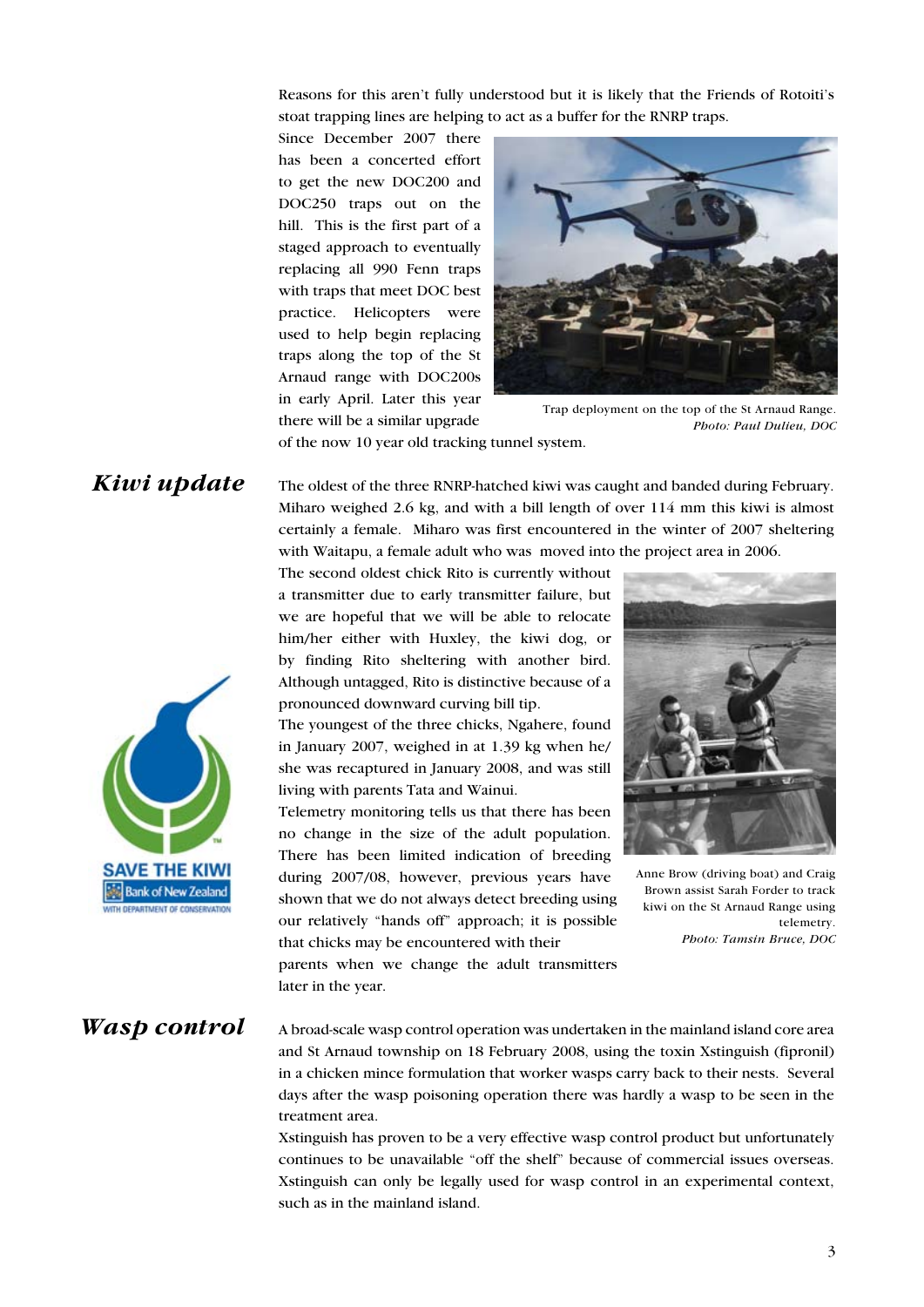Reasons for this aren't fully understood but it is likely that the Friends of Rotoiti's stoat trapping lines are helping to act as a buffer for the RNRP traps.

Since December 2007 there has been a concerted effort to get the new DOC200 and DOC250 traps out on the hill. This is the first part of a staged approach to eventually replacing all 990 Fenn traps with traps that meet DOC best practice. Helicopters were used to help begin replacing traps along the top of the St Arnaud range with DOC200s in early April. Later this year there will be a similar upgrade of the now 10 year old tracking tunnel system.

Trap deployment on the top of the St Arnaud Range. *Photo: Paul Dulieu, DOC*

## *Kiwi update*

The oldest of the three RNRP-hatched kiwi was caught and banded during February. Miharo weighed 2.6 kg, and with a bill length of over 114 mm this kiwi is almost certainly a female. Miharo was first encountered in the winter of 2007 sheltering with Waitapu, a female adult who was moved into the project area in 2006.

The second oldest chick Rito is currently without a transmitter due to early transmitter failure, but we are hopeful that we will be able to relocate him/her either with Huxley, the kiwi dog, or by finding Rito sheltering with another bird. Although untagged, Rito is distinctive because of a pronounced downward curving bill tip.

The youngest of the three chicks, Ngahere, found in January 2007, weighed in at 1.39 kg when he/she was recaptured in January 2008, and was still living with parents Tata and Wainui.

Telemetry monitoring tells us that there has been no change in the size of the adult population. There has been limited indication of breeding during 2007/08, however, previous years have shown that we do not always detect breeding using our relatively "hands off" approach; it is possible that chicks may be encountered with their parents when we change the adult transmitters later in the year.

Anne Brow (driving boat) and Craig Brown assist Sarah Forder to track kiwi on the St Arnaud Range using telemetry. *Photo: Tamsin Bruce, DOC*

SAVE THE KIWI
Bank of New Zealand
WITH DEPARTMENT OF CONSERVATION

## *Wasp control*

A broad-scale wasp control operation was undertaken in the mainland island core area and St Arnaud township on 18 February 2008, using the toxin Xstinguish (fipronil) in a chicken mince formulation that worker wasps carry back to their nests. Several days after the wasp poisoning operation there was hardly a wasp to be seen in the treatment area.

Xstinguish has proven to be a very effective wasp control product but unfortunately continues to be unavailable "off the shelf" because of commercial issues overseas. Xstinguish can only be legally used for wasp control in an experimental context, such as in the mainland island.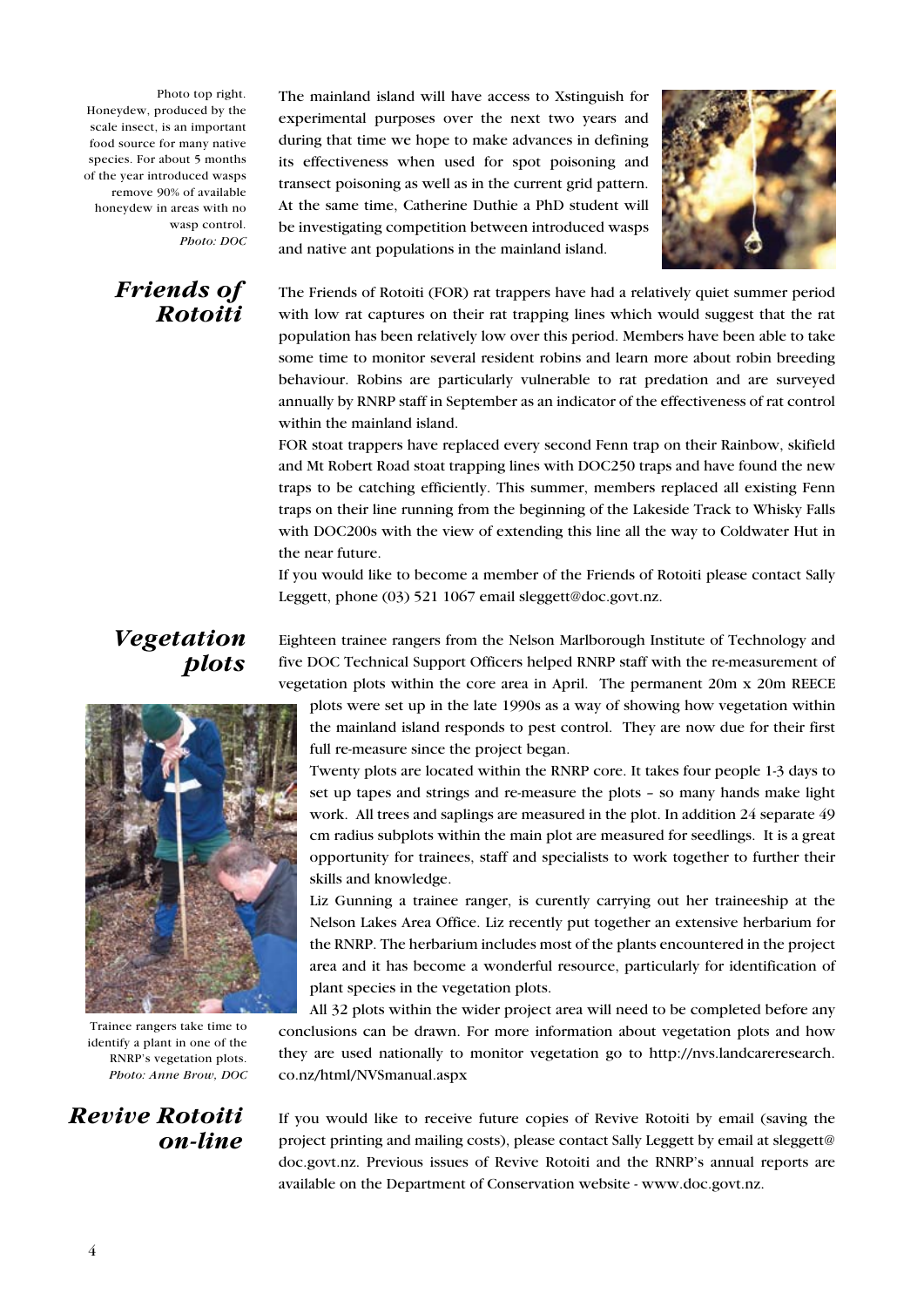Photo top right. Honeydew, produced by the scale insect, is an important food source for many native species. For about 5 months of the year introduced wasps remove 90% of available honeydew in areas with no wasp control. *Photo: DOC*

The mainland island will have access to Xstinguish for experimental purposes over the next two years and during that time we hope to make advances in defining its effectiveness when used for spot poisoning and transect poisoning as well as in the current grid pattern. At the same time, Catherine Duthie a PhD student will be investigating competition between introduced wasps and native ant populations in the mainland island.

## Friends of Rotoiti

The Friends of Rotoiti (FOR) rat trappers have had a relatively quiet summer period with low rat captures on their rat trapping lines which would suggest that the rat population has been relatively low over this period. Members have been able to take some time to monitor several resident robins and learn more about robin breeding behaviour. Robins are particularly vulnerable to rat predation and are surveyed annually by RNRP staff in September as an indicator of the effectiveness of rat control within the mainland island.

FOR stoat trappers have replaced every second Fenn trap on their Rainbow, skifield and Mt Robert Road stoat trapping lines with DOC250 traps and have found the new traps to be catching efficiently. This summer, members replaced all existing Fenn traps on their line running from the beginning of the Lakeside Track to Whisky Falls with DOC200s with the view of extending this line all the way to Coldwater Hut in the near future.

If you would like to become a member of the Friends of Rotoiti please contact Sally Leggett, phone (03) 521 1067 email sleggett@doc.govt.nz.

## Vegetation plots

Eighteen trainee rangers from the Nelson Marlborough Institute of Technology and five DOC Technical Support Officers helped RNRP staff with the re-measurement of vegetation plots within the core area in April. The permanent 20m x 20m REECE plots were set up in the late 1990s as a way of showing how vegetation within the mainland island responds to pest control. They are now due for their first full re-measure since the project began.

Twenty plots are located within the RNRP core. It takes four people 1-3 days to set up tapes and strings and re-measure the plots – so many hands make light work. All trees and saplings are measured in the plot. In addition 24 separate 49 cm radius subplots within the main plot are measured for seedlings. It is a great opportunity for trainees, staff and specialists to work together to further their skills and knowledge.

Liz Gunning a trainee ranger, is curently carrying out her traineeship at the Nelson Lakes Area Office. Liz recently put together an extensive herbarium for the RNRP. The herbarium includes most of the plants encountered in the project area and it has become a wonderful resource, particularly for identification of plant species in the vegetation plots.

All 32 plots within the wider project area will need to be completed before any conclusions can be drawn. For more information about vegetation plots and how they are used nationally to monitor vegetation go to http://nvs.landcareresearch.co.nz/html/NVSmanual.aspx

Trainee rangers take time to identify a plant in one of the RNRP's vegetation plots. *Photo: Anne Brow, DOC*

## Revive Rotoiti on-line

If you would like to receive future copies of Revive Rotoiti by email (saving the project printing and mailing costs), please contact Sally Leggett by email at sleggett@doc.govt.nz. Previous issues of Revive Rotoiti and the RNRP's annual reports are available on the Department of Conservation website - www.doc.govt.nz.